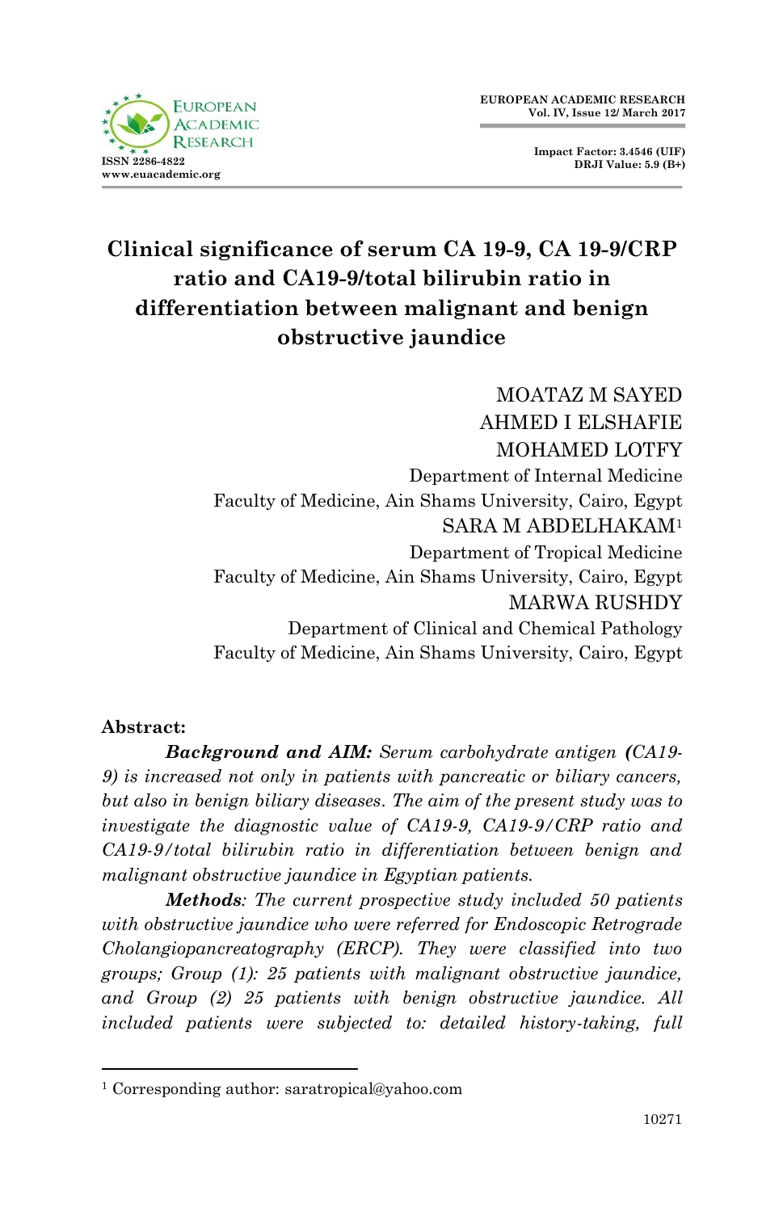# Clinical significance of serum CA 19-9, CA 19-9/CRP ratio and CA19-9/total bilirubin ratio in differentiation between malignant and benign obstructive jaundice

MOATAZ M SAYED
AHMED I ELSHAFIE
MOHAMED LOTFY
Department of Internal Medicine
Faculty of Medicine, Ain Shams University, Cairo, Egypt
SARA M ABDELHAKAM[1]
Department of Tropical Medicine
Faculty of Medicine, Ain Shams University, Cairo, Egypt
MARWA RUSHDY
Department of Clinical and Chemical Pathology
Faculty of Medicine, Ain Shams University, Cairo, Egypt

**Abstract:**

***Background and AIM:*** *Serum carbohydrate antigen* ***(****CA19-9) is increased not only in patients with pancreatic or biliary cancers, but also in benign biliary diseases. The aim of the present study was to investigate the diagnostic value of CA19-9, CA19-9/CRP ratio and CA19-9/total bilirubin ratio in differentiation between benign and malignant obstructive jaundice in Egyptian patients.*

***Methods****: The current prospective study included 50 patients with obstructive jaundice who were referred for Endoscopic Retrograde Cholangiopancreatography (ERCP). They were classified into two groups; Group (1): 25 patients with malignant obstructive jaundice, and Group (2) 25 patients with benign obstructive jaundice. All included patients were subjected to: detailed history-taking, full*

[1] Corresponding author: saratropical@yahoo.com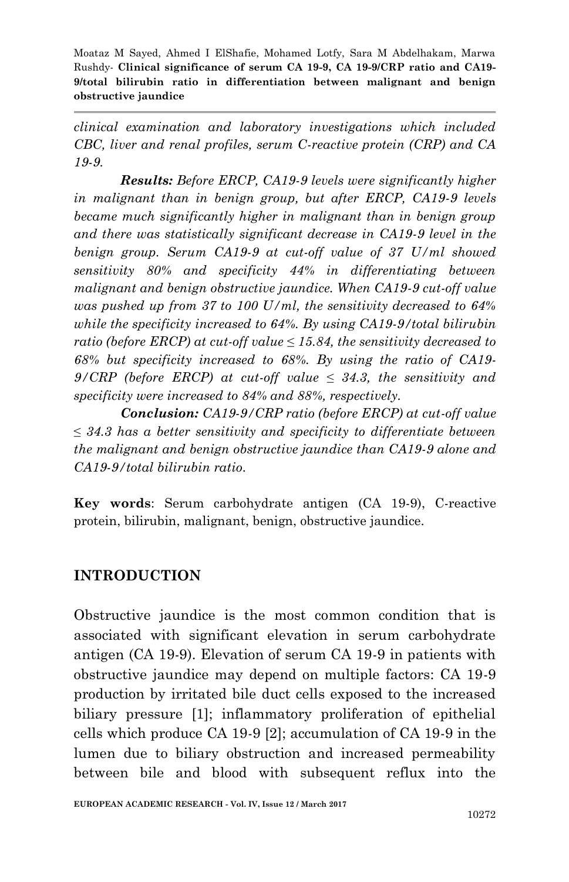*clinical examination and laboratory investigations which included CBC, liver and renal profiles, serum C-reactive protein (CRP) and CA 19-9.*

***Results:*** *Before ERCP, CA19-9 levels were significantly higher in malignant than in benign group, but after ERCP, CA19-9 levels became much significantly higher in malignant than in benign group and there was statistically significant decrease in CA19-9 level in the benign group. Serum CA19-9 at cut-off value of 37 U/ml showed sensitivity 80% and specificity 44% in differentiating between malignant and benign obstructive jaundice. When CA19-9 cut-off value was pushed up from 37 to 100 U/ml, the sensitivity decreased to 64% while the specificity increased to 64%. By using CA19-9/total bilirubin ratio (before ERCP) at cut-off value ≤ 15.84, the sensitivity decreased to 68% but specificity increased to 68%. By using the ratio of CA19-9/CRP (before ERCP) at cut-off value ≤ 34.3, the sensitivity and specificity were increased to 84% and 88%, respectively.*

***Conclusion:*** *CA19-9/CRP ratio (before ERCP) at cut-off value ≤ 34.3 has a better sensitivity and specificity to differentiate between the malignant and benign obstructive jaundice than CA19-9 alone and CA19-9/total bilirubin ratio.*

**Key words**: Serum carbohydrate antigen (CA 19-9), C-reactive protein, bilirubin, malignant, benign, obstructive jaundice.

## INTRODUCTION

Obstructive jaundice is the most common condition that is associated with significant elevation in serum carbohydrate antigen (CA 19-9). Elevation of serum CA 19-9 in patients with obstructive jaundice may depend on multiple factors: CA 19-9 production by irritated bile duct cells exposed to the increased biliary pressure [1]; inflammatory proliferation of epithelial cells which produce CA 19-9 [2]; accumulation of CA 19-9 in the lumen due to biliary obstruction and increased permeability between bile and blood with subsequent reflux into the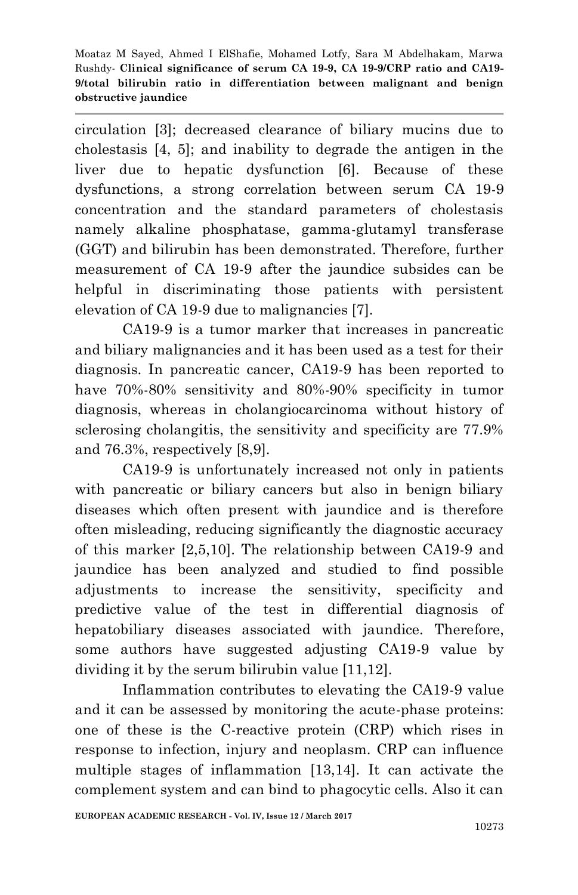circulation [3]; decreased clearance of biliary mucins due to cholestasis [4, 5]; and inability to degrade the antigen in the liver due to hepatic dysfunction [6]. Because of these dysfunctions, a strong correlation between serum CA 19-9 concentration and the standard parameters of cholestasis namely alkaline phosphatase, gamma-glutamyl transferase (GGT) and bilirubin has been demonstrated. Therefore, further measurement of CA 19-9 after the jaundice subsides can be helpful in discriminating those patients with persistent elevation of CA 19-9 due to malignancies [7].

CA19-9 is a tumor marker that increases in pancreatic and biliary malignancies and it has been used as a test for their diagnosis. In pancreatic cancer, CA19-9 has been reported to have 70%-80% sensitivity and 80%-90% specificity in tumor diagnosis, whereas in cholangiocarcinoma without history of sclerosing cholangitis, the sensitivity and specificity are 77.9% and 76.3%, respectively [8,9].

CA19-9 is unfortunately increased not only in patients with pancreatic or biliary cancers but also in benign biliary diseases which often present with jaundice and is therefore often misleading, reducing significantly the diagnostic accuracy of this marker [2,5,10]. The relationship between CA19-9 and jaundice has been analyzed and studied to find possible adjustments to increase the sensitivity, specificity and predictive value of the test in differential diagnosis of hepatobiliary diseases associated with jaundice. Therefore, some authors have suggested adjusting CA19-9 value by dividing it by the serum bilirubin value [11,12].

Inflammation contributes to elevating the CA19-9 value and it can be assessed by monitoring the acute-phase proteins: one of these is the C-reactive protein (CRP) which rises in response to infection, injury and neoplasm. CRP can influence multiple stages of inflammation [13,14]. It can activate the complement system and can bind to phagocytic cells. Also it can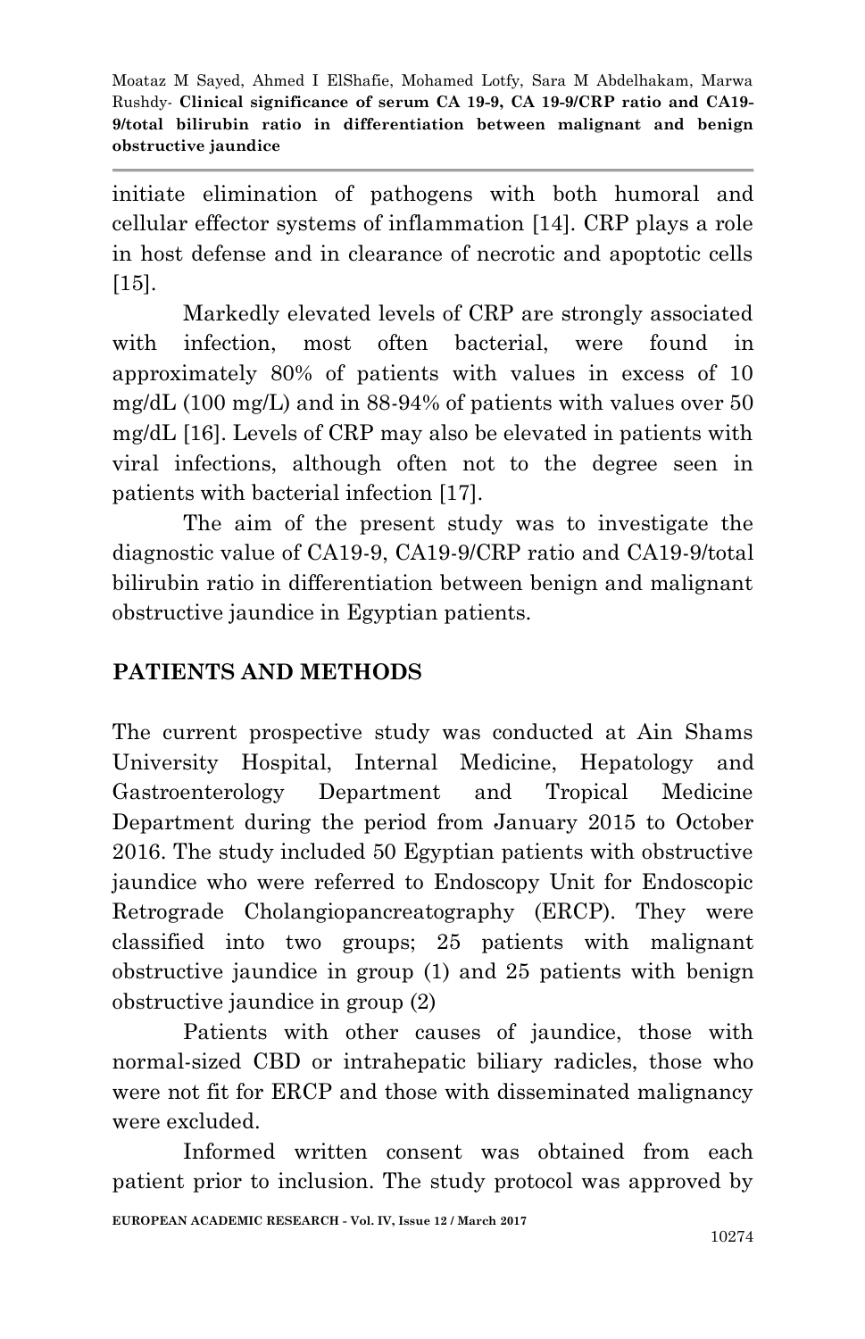initiate elimination of pathogens with both humoral and cellular effector systems of inflammation [14]. CRP plays a role in host defense and in clearance of necrotic and apoptotic cells [15].

Markedly elevated levels of CRP are strongly associated with infection, most often bacterial, were found in approximately 80% of patients with values in excess of 10 mg/dL (100 mg/L) and in 88-94% of patients with values over 50 mg/dL [16]. Levels of CRP may also be elevated in patients with viral infections, although often not to the degree seen in patients with bacterial infection [17].

The aim of the present study was to investigate the diagnostic value of CA19-9, CA19-9/CRP ratio and CA19-9/total bilirubin ratio in differentiation between benign and malignant obstructive jaundice in Egyptian patients.

## PATIENTS AND METHODS

The current prospective study was conducted at Ain Shams University Hospital, Internal Medicine, Hepatology and Gastroenterology Department and Tropical Medicine Department during the period from January 2015 to October 2016. The study included 50 Egyptian patients with obstructive jaundice who were referred to Endoscopy Unit for Endoscopic Retrograde Cholangiopancreatography (ERCP). They were classified into two groups; 25 patients with malignant obstructive jaundice in group (1) and 25 patients with benign obstructive jaundice in group (2)

Patients with other causes of jaundice, those with normal-sized CBD or intrahepatic biliary radicles, those who were not fit for ERCP and those with disseminated malignancy were excluded.

Informed written consent was obtained from each patient prior to inclusion. The study protocol was approved by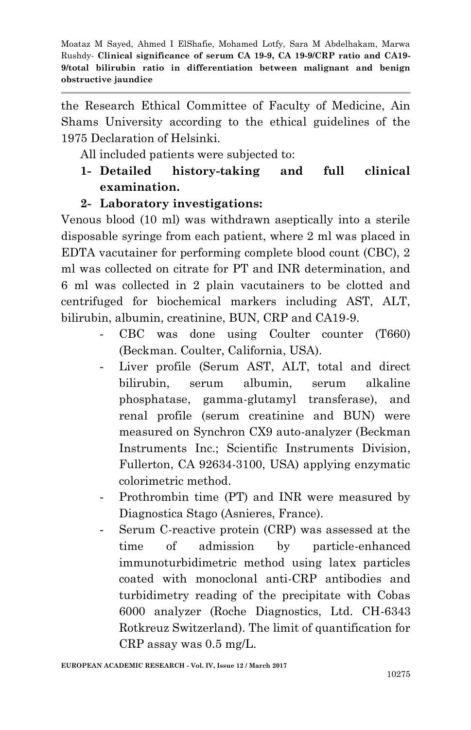the Research Ethical Committee of Faculty of Medicine, Ain Shams University according to the ethical guidelines of the 1975 Declaration of Helsinki.

All included patients were subjected to:

1. **Detailed history-taking and full clinical examination.**
2. **Laboratory investigations:**

Venous blood (10 ml) was withdrawn aseptically into a sterile disposable syringe from each patient, where 2 ml was placed in EDTA vacutainer for performing complete blood count (CBC), 2 ml was collected on citrate for PT and INR determination, and 6 ml was collected in 2 plain vacutainers to be clotted and centrifuged for biochemical markers including AST, ALT, bilirubin, albumin, creatinine, BUN, CRP and CA19-9.

- CBC was done using Coulter counter (T660) (Beckman. Coulter, California, USA).
- Liver profile (Serum AST, ALT, total and direct bilirubin, serum albumin, serum alkaline phosphatase, gamma-glutamyl transferase), and renal profile (serum creatinine and BUN) were measured on Synchron CX9 auto-analyzer (Beckman Instruments Inc.; Scientific Instruments Division, Fullerton, CA 92634-3100, USA) applying enzymatic colorimetric method.
- Prothrombin time (PT) and INR were measured by Diagnostica Stago (Asnieres, France).
- Serum C-reactive protein (CRP) was assessed at the time of admission by particle-enhanced immunoturbidimetric method using latex particles coated with monoclonal anti-CRP antibodies and turbidimetry reading of the precipitate with Cobas 6000 analyzer (Roche Diagnostics, Ltd. CH-6343 Rotkreuz Switzerland). The limit of quantification for CRP assay was 0.5 mg/L.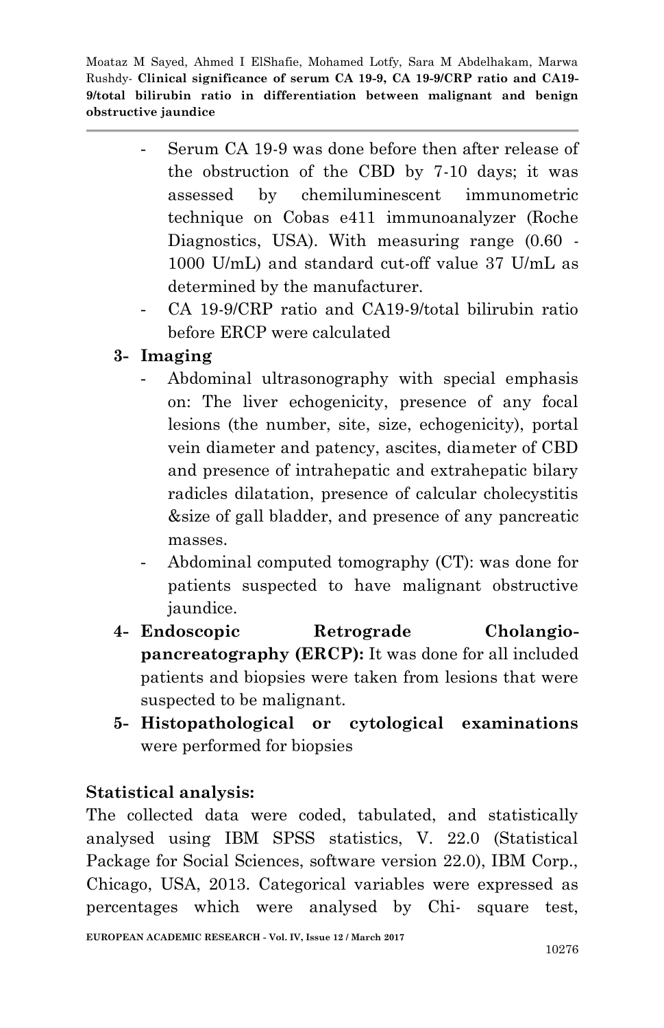- Serum CA 19-9 was done before then after release of the obstruction of the CBD by 7-10 days; it was assessed by chemiluminescent immunometric technique on Cobas e411 immunoanalyzer (Roche Diagnostics, USA). With measuring range (0.60 - 1000 U/mL) and standard cut-off value 37 U/mL as determined by the manufacturer.
- CA 19-9/CRP ratio and CA19-9/total bilirubin ratio before ERCP were calculated

**3- Imaging**

- Abdominal ultrasonography with special emphasis on: The liver echogenicity, presence of any focal lesions (the number, site, size, echogenicity), portal vein diameter and patency, ascites, diameter of CBD and presence of intrahepatic and extrahepatic bilary radicles dilatation, presence of calcular cholecystitis &size of gall bladder, and presence of any pancreatic masses.
- Abdominal computed tomography (CT): was done for patients suspected to have malignant obstructive jaundice.

**4- Endoscopic Retrograde Cholangio-pancreatography (ERCP):** It was done for all included patients and biopsies were taken from lesions that were suspected to be malignant.

**5- Histopathological or cytological examinations** were performed for biopsies

**Statistical analysis:**

The collected data were coded, tabulated, and statistically analysed using IBM SPSS statistics, V. 22.0 (Statistical Package for Social Sciences, software version 22.0), IBM Corp., Chicago, USA, 2013. Categorical variables were expressed as percentages which were analysed by Chi- square test,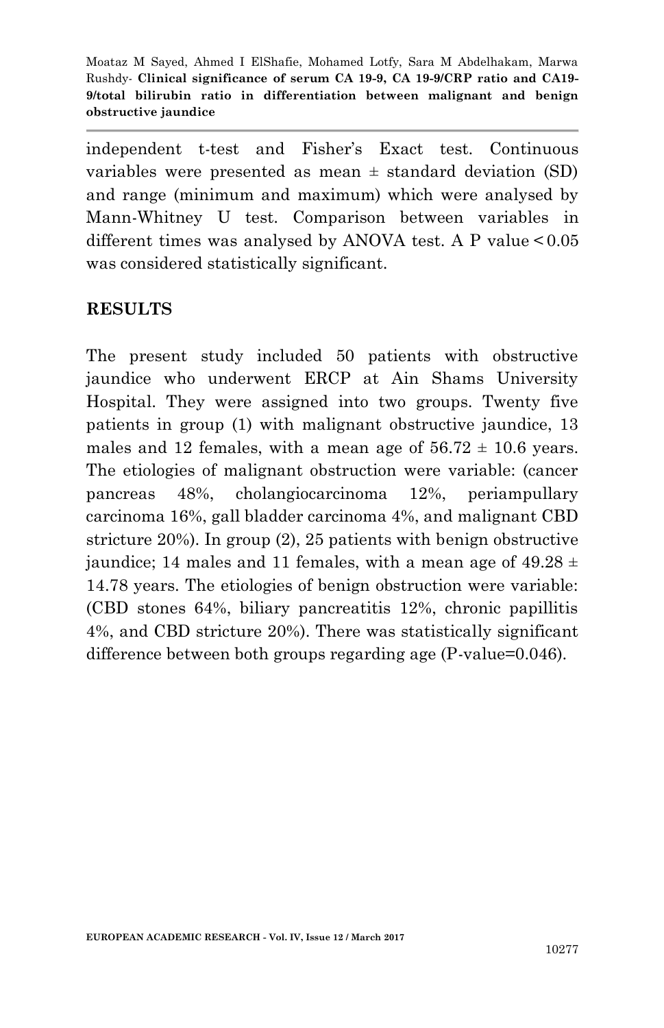independent t-test and Fisher's Exact test. Continuous variables were presented as mean ± standard deviation (SD) and range (minimum and maximum) which were analysed by Mann-Whitney U test. Comparison between variables in different times was analysed by ANOVA test. A P value < 0.05 was considered statistically significant.

## RESULTS

The present study included 50 patients with obstructive jaundice who underwent ERCP at Ain Shams University Hospital. They were assigned into two groups. Twenty five patients in group (1) with malignant obstructive jaundice, 13 males and 12 females, with a mean age of 56.72 ± 10.6 years. The etiologies of malignant obstruction were variable: (cancer pancreas 48%, cholangiocarcinoma 12%, periampullary carcinoma 16%, gall bladder carcinoma 4%, and malignant CBD stricture 20%). In group (2), 25 patients with benign obstructive jaundice; 14 males and 11 females, with a mean age of 49.28 ± 14.78 years. The etiologies of benign obstruction were variable: (CBD stones 64%, biliary pancreatitis 12%, chronic papillitis 4%, and CBD stricture 20%). There was statistically significant difference between both groups regarding age (P-value=0.046).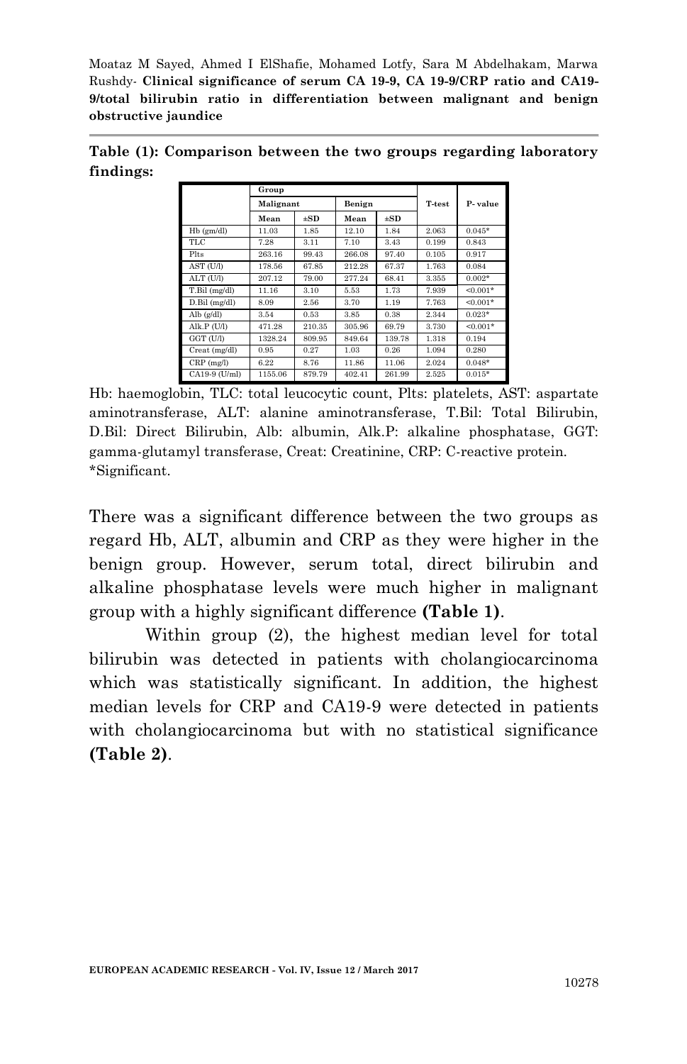**Table (1): Comparison between the two groups regarding laboratory findings:**

| | Group | | | | T-test | P- value |
|---|---|---|---|---|---|---|
| | Malignant | | Benign | | | |
| | Mean | ±SD | Mean | ±SD | | |
| Hb (gm/dl) | 11.03 | 1.85 | 12.10 | 1.84 | 2.063 | 0.045* |
| TLC | 7.28 | 3.11 | 7.10 | 3.43 | 0.199 | 0.843 |
| Plts | 263.16 | 99.43 | 266.08 | 97.40 | 0.105 | 0.917 |
| AST (U/l) | 178.56 | 67.85 | 212.28 | 67.37 | 1.763 | 0.084 |
| ALT (U/l) | 207.12 | 79.00 | 277.24 | 68.41 | 3.355 | 0.002* |
| T.Bil (mg/dl) | 11.16 | 3.10 | 5.53 | 1.73 | 7.939 | <0.001* |
| D.Bil (mg/dl) | 8.09 | 2.56 | 3.70 | 1.19 | 7.763 | <0.001* |
| Alb (g/dl) | 3.54 | 0.53 | 3.85 | 0.38 | 2.344 | 0.023* |
| Alk.P (U/l) | 471.28 | 210.35 | 305.96 | 69.79 | 3.730 | <0.001* |
| GGT (U/l) | 1328.24 | 809.95 | 849.64 | 139.78 | 1.318 | 0.194 |
| Creat (mg/dl) | 0.95 | 0.27 | 1.03 | 0.26 | 1.094 | 0.280 |
| CRP (mg/l) | 6.22 | 8.76 | 11.86 | 11.06 | 2.024 | 0.048* |
| CA19-9 (U/ml) | 1155.06 | 879.79 | 402.41 | 261.99 | 2.525 | 0.015* |

Hb: haemoglobin, TLC: total leucocytic count, Plts: platelets, AST: aspartate aminotransferase, ALT: alanine aminotransferase, T.Bil: Total Bilirubin, D.Bil: Direct Bilirubin, Alb: albumin, Alk.P: alkaline phosphatase, GGT: gamma-glutamyl transferase, Creat: Creatinine, CRP: C-reactive protein.
*Significant.

There was a significant difference between the two groups as regard Hb, ALT, albumin and CRP as they were higher in the benign group. However, serum total, direct bilirubin and alkaline phosphatase levels were much higher in malignant group with a highly significant difference **(Table 1)**.

Within group (2), the highest median level for total bilirubin was detected in patients with cholangiocarcinoma which was statistically significant. In addition, the highest median levels for CRP and CA19-9 were detected in patients with cholangiocarcinoma but with no statistical significance **(Table 2)**.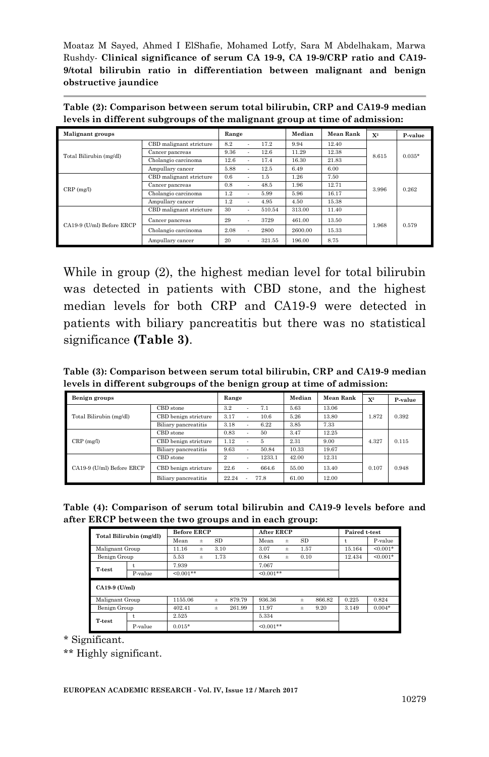**Table (2): Comparison between serum total bilirubin, CRP and CA19-9 median levels in different subgroups of the malignant group at time of admission:**

| Malignant groups | | Range | Median | Mean Rank | $X^2$ | P-value |
|---|---|---|---|---|---|---|
| Total Bilirubin (mg/dl) | CBD malignant stricture | 8.2 - 17.2 | 9.94 | 12.40 | 8.615 | 0.035* |
| | Cancer pancreas | 9.36 - 12.6 | 11.29 | 12.38 | | |
| | Cholangio carcinoma | 12.6 - 17.4 | 16.30 | 21.83 | | |
| | Ampullary cancer | 5.88 - 12.5 | 6.49 | 6.00 | | |
| CRP (mg/l) | CBD malignant stricture | 0.6 - 1.5 | 1.26 | 7.50 | 3.996 | 0.262 |
| | Cancer pancreas | 0.8 - 48.5 | 1.96 | 12.71 | | |
| | Cholangio carcinoma | 1.2 - 5.99 | 5.96 | 16.17 | | |
| | Ampullary cancer | 1.2 - 4.95 | 4.50 | 15.38 | | |
| CA19-9 (U/ml) Before ERCP | CBD malignant stricture | 30 - 510.54 | 313.00 | 11.40 | 1.968 | 0.579 |
| | Cancer pancreas | 29 - 3729 | 461.00 | 13.50 | | |
| | Cholangio carcinoma | 2.08 - 2800 | 2600.00 | 15.33 | | |
| | Ampullary cancer | 20 - 321.55 | 196.00 | 8.75 | | |

While in group (2), the highest median level for total bilirubin was detected in patients with CBD stone, and the highest median levels for both CRP and CA19-9 were detected in patients with biliary pancreatitis but there was no statistical significance **(Table 3)**.

**Table (3): Comparison between serum total bilirubin, CRP and CA19-9 median levels in different subgroups of the benign group at time of admission:**

| Benign groups | | Range | Median | Mean Rank | $X^2$ | P-value |
|---|---|---|---|---|---|---|
| Total Bilirubin (mg/dl) | CBD stone | 3.2 - 7.1 | 5.63 | 13.06 | 1.872 | 0.392 |
| | CBD benign stricture | 3.17 - 10.6 | 5.26 | 13.80 | | |
| | Biliary pancreatitis | 3.18 - 6.22 | 3.85 | 7.33 | | |
| CRP (mg/l) | CBD stone | 0.83 - 50 | 3.47 | 12.25 | 4.327 | 0.115 |
| | CBD benign stricture | 1.12 - 5 | 2.31 | 9.00 | | |
| | Biliary pancreatitis | 9.63 - 50.84 | 10.33 | 19.67 | | |
| CA19-9 (U/ml) Before ERCP | CBD stone | 2 - 1233.1 | 42.00 | 12.31 | 0.107 | 0.948 |
| | CBD benign stricture | 22.6 - 664.6 | 55.00 | 13.40 | | |
| | Biliary pancreatitis | 22.24 - 77.8 | 61.00 | 12.00 | | |

**Table (4): Comparison of serum total bilirubin and CA19-9 levels before and after ERCP between the two groups and in each group:**

| Total Bilirubin (mg/dl) | | Before ERCP | | | After ERCP | | | Paired t-test | |
|---|---|---|---|---|---|---|---|---|---|
| | | Mean | ± | SD | Mean | ± | SD | t | P-value |
| Malignant Group | | 11.16 | ± | 3.10 | 3.07 | ± | 1.57 | 15.164 | <0.001* |
| Benign Group | | 5.53 | ± | 1.73 | 0.84 | ± | 0.10 | 12.434 | <0.001* |
| T-test | t | 7.939 | | | 7.067 | | | | |
| | P-value | <0.001** | | | <0.001** | | | | |
| **CA19-9 (U/ml)** | | | | | | | | | |
| Malignant Group | | 1155.06 | ± | 879.79 | 936.36 | ± | 866.82 | 0.225 | 0.824 |
| Benign Group | | 402.41 | ± | 261.99 | 11.97 | ± | 9.20 | 3.149 | 0.004* |
| T-test | t | 2.525 | | | 5.334 | | | | |
| | P-value | 0.015* | | | <0.001** | | | | |

\* Significant.

\** Highly significant.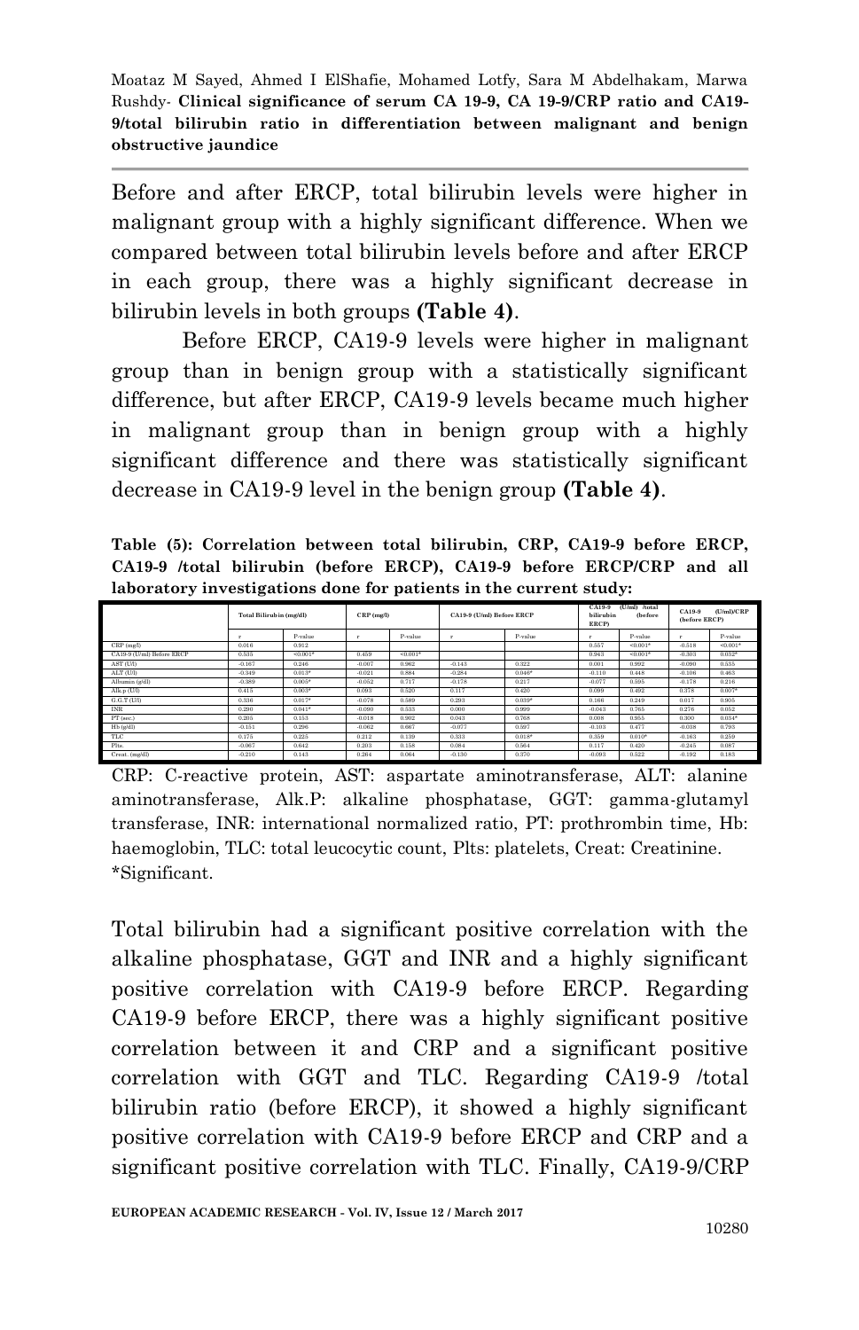Before and after ERCP, total bilirubin levels were higher in malignant group with a highly significant difference. When we compared between total bilirubin levels before and after ERCP in each group, there was a highly significant decrease in bilirubin levels in both groups **(Table 4)**.

Before ERCP, CA19-9 levels were higher in malignant group than in benign group with a statistically significant difference, but after ERCP, CA19-9 levels became much higher in malignant group than in benign group with a highly significant difference and there was statistically significant decrease in CA19-9 level in the benign group **(Table 4)**.

**Table (5): Correlation between total bilirubin, CRP, CA19-9 before ERCP, CA19-9 /total bilirubin (before ERCP), CA19-9 before ERCP/CRP and all laboratory investigations done for patients in the current study:**

| | Total Bilirubin (mg/dl) | | CRP (mg/l) | | CA19-9 (U/ml) Before ERCP | | CA19-9 (U/ml) /total bilirubin (before ERCP) | | CA19-9 (U/ml)/CRP (before ERCP) | |
|---|---|---|---|---|---|---|---|---|---|---|
| | r | P-value | r | P-value | r | P-value | r | P-value | r | P-value |
| CRP (mg/l) | 0.016 | 0.912 | | | | | 0.557 | <0.001* | -0.518 | <0.001* |
| CA19-9 (U/ml) Before ERCP | 0.535 | <0.001* | 0.459 | <0.001* | | | 0.943 | <0.001* | -0.303 | 0.032* |
| AST (U/l) | -0.167 | 0.246 | -0.007 | 0.962 | -0.143 | 0.322 | 0.001 | 0.992 | -0.090 | 0.535 |
| ALT (U/l) | -0.349 | 0.013* | -0.021 | 0.884 | -0.284 | 0.046* | -0.110 | 0.448 | -0.106 | 0.463 |
| Albumin (g/dl) | -0.389 | 0.005* | -0.052 | 0.717 | -0.178 | 0.217 | -0.077 | 0.595 | -0.178 | 0.216 |
| Alk.p (U/l) | 0.415 | 0.003* | 0.093 | 0.520 | 0.117 | 0.420 | 0.099 | 0.492 | 0.378 | 0.007* |
| G.G.T (U/l) | 0.336 | 0.017* | -0.078 | 0.589 | 0.293 | 0.039* | 0.166 | 0.249 | 0.017 | 0.905 |
| INR | 0.290 | 0.041* | -0.090 | 0.533 | 0.000 | 0.999 | -0.043 | 0.765 | 0.276 | 0.052 |
| PT (sec.) | 0.205 | 0.153 | -0.018 | 0.902 | 0.043 | 0.768 | 0.008 | 0.955 | 0.300 | 0.034* |
| Hb (g/dl) | -0.151 | 0.296 | -0.062 | 0.667 | -0.077 | 0.597 | -0.103 | 0.477 | -0.038 | 0.793 |
| TLC | 0.175 | 0.225 | 0.212 | 0.139 | 0.333 | 0.018* | 0.359 | 0.010* | -0.163 | 0.259 |
| Plts. | -0.067 | 0.642 | 0.203 | 0.158 | 0.084 | 0.564 | 0.117 | 0.420 | -0.245 | 0.087 |
| Creat. (mg/dl) | -0.210 | 0.143 | 0.264 | 0.064 | -0.130 | 0.370 | -0.093 | 0.522 | -0.192 | 0.183 |

CRP: C-reactive protein, AST: aspartate aminotransferase, ALT: alanine aminotransferase, Alk.P: alkaline phosphatase, GGT: gamma-glutamyl transferase, INR: international normalized ratio, PT: prothrombin time, Hb: haemoglobin, TLC: total leucocytic count, Plts: platelets, Creat: Creatinine.
*Significant.

Total bilirubin had a significant positive correlation with the alkaline phosphatase, GGT and INR and a highly significant positive correlation with CA19-9 before ERCP. Regarding CA19-9 before ERCP, there was a highly significant positive correlation between it and CRP and a significant positive correlation with GGT and TLC. Regarding CA19-9 /total bilirubin ratio (before ERCP), it showed a highly significant positive correlation with CA19-9 before ERCP and CRP and a significant positive correlation with TLC. Finally, CA19-9/CRP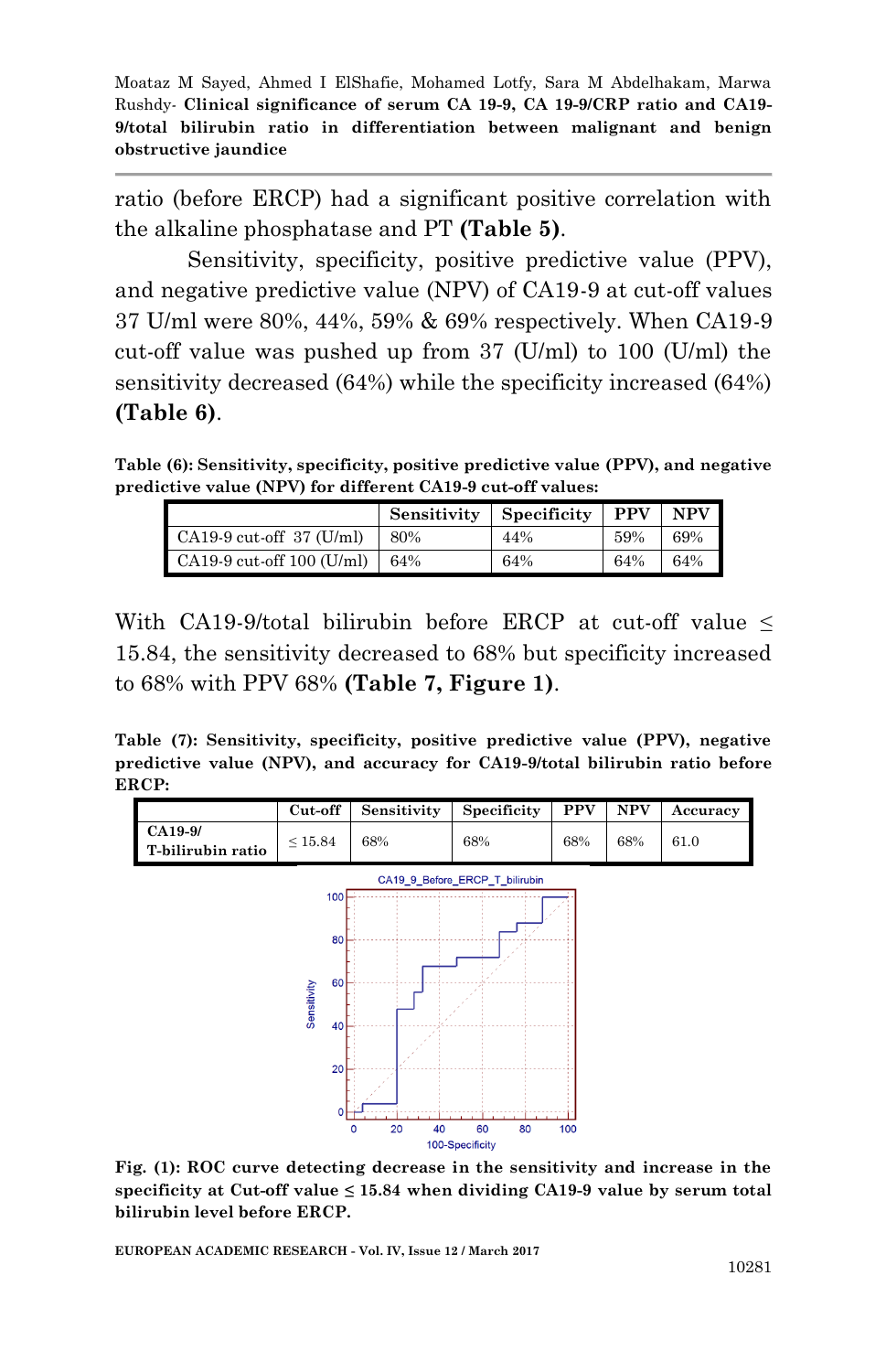ratio (before ERCP) had a significant positive correlation with the alkaline phosphatase and PT **(Table 5)**.

Sensitivity, specificity, positive predictive value (PPV), and negative predictive value (NPV) of CA19-9 at cut-off values 37 U/ml were 80%, 44%, 59% & 69% respectively. When CA19-9 cut-off value was pushed up from 37 (U/ml) to 100 (U/ml) the sensitivity decreased (64%) while the specificity increased (64%) **(Table 6)**.

**Table (6): Sensitivity, specificity, positive predictive value (PPV), and negative predictive value (NPV) for different CA19-9 cut-off values:**

| | Sensitivity | Specificity | PPV | NPV |
|---|---|---|---|---|
| CA19-9 cut-off 37 (U/ml) | 80% | 44% | 59% | 69% |
| CA19-9 cut-off 100 (U/ml) | 64% | 64% | 64% | 64% |

With CA19-9/total bilirubin before ERCP at cut-off value ≤ 15.84, the sensitivity decreased to 68% but specificity increased to 68% with PPV 68% **(Table 7, Figure 1)**.

**Table (7): Sensitivity, specificity, positive predictive value (PPV), negative predictive value (NPV), and accuracy for CA19-9/total bilirubin ratio before ERCP:**

| | Cut-off | Sensitivity | Specificity | PPV | NPV | Accuracy |
|---|---|---|---|---|---|---|
| **CA19-9/ T-bilirubin ratio** | ≤ 15.84 | 68% | 68% | 68% | 68% | 61.0 |

**Fig. (1): ROC curve detecting decrease in the sensitivity and increase in the specificity at Cut-off value ≤ 15.84 when dividing CA19-9 value by serum total bilirubin level before ERCP.**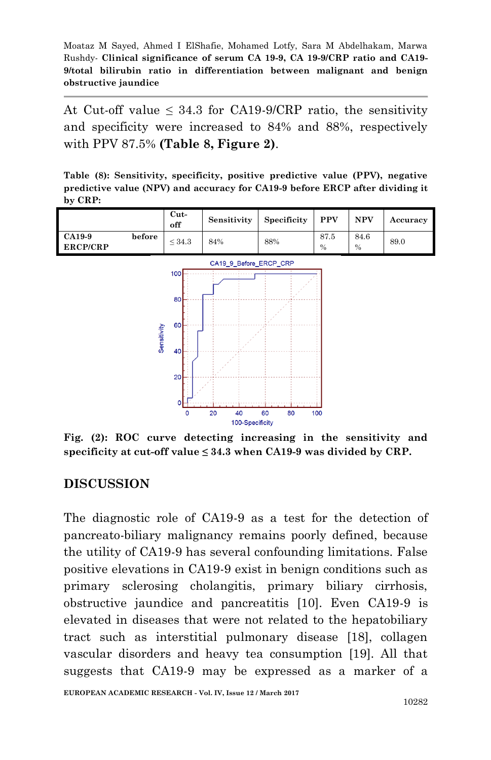At Cut-off value ≤ 34.3 for CA19-9/CRP ratio, the sensitivity and specificity were increased to 84% and 88%, respectively with PPV 87.5% **(Table 8, Figure 2)**.

**Table (8): Sensitivity, specificity, positive predictive value (PPV), negative predictive value (NPV) and accuracy for CA19-9 before ERCP after dividing it by CRP:**

| | Cut-off | Sensitivity | Specificity | PPV | NPV | Accuracy |
|---|---|---|---|---|---|---|
| **CA19-9 before ERCP/CRP** | ≤ 34.3 | 84% | 88% | 87.5 % | 84.6 % | 89.0 |

**Fig. (2): ROC curve detecting increasing in the sensitivity and specificity at cut-off value ≤ 34.3 when CA19-9 was divided by CRP.**

## DISCUSSION

The diagnostic role of CA19-9 as a test for the detection of pancreato-biliary malignancy remains poorly defined, because the utility of CA19-9 has several confounding limitations. False positive elevations in CA19-9 exist in benign conditions such as primary sclerosing cholangitis, primary biliary cirrhosis, obstructive jaundice and pancreatitis [10]. Even CA19-9 is elevated in diseases that were not related to the hepatobiliary tract such as interstitial pulmonary disease [18], collagen vascular disorders and heavy tea consumption [19]. All that suggests that CA19-9 may be expressed as a marker of a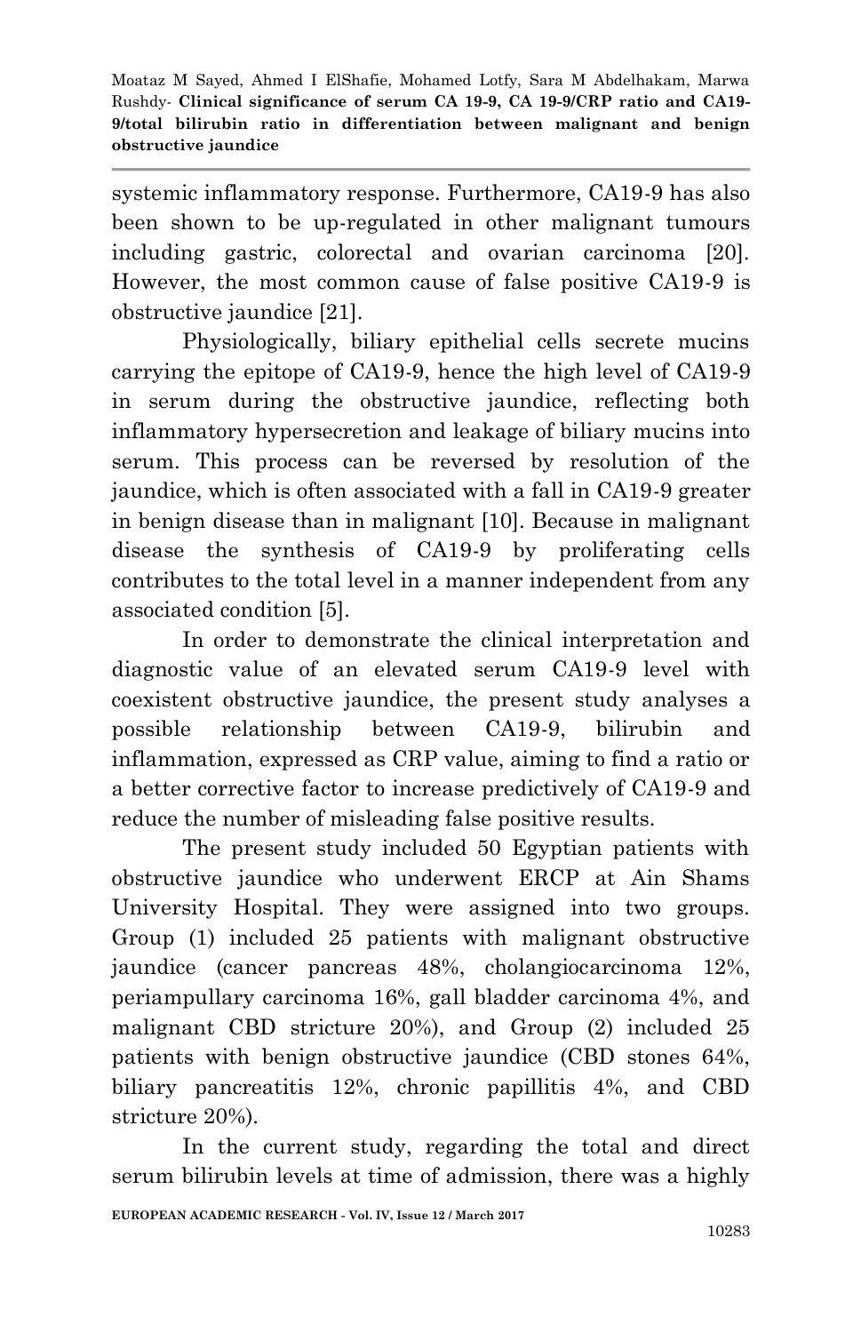systemic inflammatory response. Furthermore, CA19-9 has also been shown to be up-regulated in other malignant tumours including gastric, colorectal and ovarian carcinoma [20]. However, the most common cause of false positive CA19-9 is obstructive jaundice [21].

Physiologically, biliary epithelial cells secrete mucins carrying the epitope of CA19-9, hence the high level of CA19-9 in serum during the obstructive jaundice, reflecting both inflammatory hypersecretion and leakage of biliary mucins into serum. This process can be reversed by resolution of the jaundice, which is often associated with a fall in CA19-9 greater in benign disease than in malignant [10]. Because in malignant disease the synthesis of CA19-9 by proliferating cells contributes to the total level in a manner independent from any associated condition [5].

In order to demonstrate the clinical interpretation and diagnostic value of an elevated serum CA19-9 level with coexistent obstructive jaundice, the present study analyses a possible relationship between CA19-9, bilirubin and inflammation, expressed as CRP value, aiming to find a ratio or a better corrective factor to increase predictively of CA19-9 and reduce the number of misleading false positive results.

The present study included 50 Egyptian patients with obstructive jaundice who underwent ERCP at Ain Shams University Hospital. They were assigned into two groups. Group (1) included 25 patients with malignant obstructive jaundice (cancer pancreas 48%, cholangiocarcinoma 12%, periampullary carcinoma 16%, gall bladder carcinoma 4%, and malignant CBD stricture 20%), and Group (2) included 25 patients with benign obstructive jaundice (CBD stones 64%, biliary pancreatitis 12%, chronic papillitis 4%, and CBD stricture 20%).

In the current study, regarding the total and direct serum bilirubin levels at time of admission, there was a highly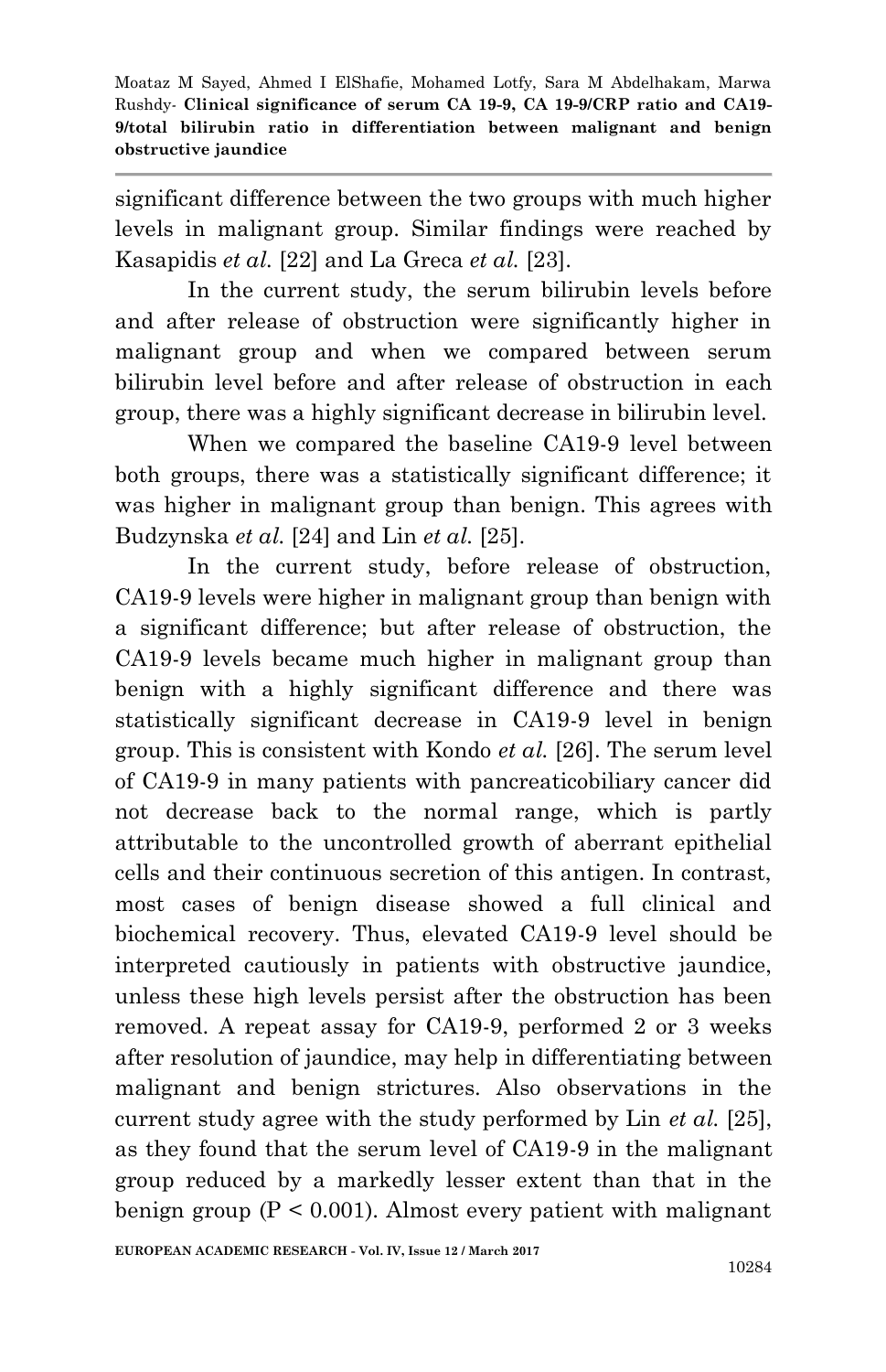significant difference between the two groups with much higher levels in malignant group. Similar findings were reached by Kasapidis *et al.* [22] and La Greca *et al.* [23].

In the current study, the serum bilirubin levels before and after release of obstruction were significantly higher in malignant group and when we compared between serum bilirubin level before and after release of obstruction in each group, there was a highly significant decrease in bilirubin level.

When we compared the baseline CA19-9 level between both groups, there was a statistically significant difference; it was higher in malignant group than benign. This agrees with Budzynska *et al.* [24] and Lin *et al.* [25].

In the current study, before release of obstruction, CA19-9 levels were higher in malignant group than benign with a significant difference; but after release of obstruction, the CA19-9 levels became much higher in malignant group than benign with a highly significant difference and there was statistically significant decrease in CA19-9 level in benign group. This is consistent with Kondo *et al.* [26]. The serum level of CA19-9 in many patients with pancreaticobiliary cancer did not decrease back to the normal range, which is partly attributable to the uncontrolled growth of aberrant epithelial cells and their continuous secretion of this antigen. In contrast, most cases of benign disease showed a full clinical and biochemical recovery. Thus, elevated CA19-9 level should be interpreted cautiously in patients with obstructive jaundice, unless these high levels persist after the obstruction has been removed. A repeat assay for CA19-9, performed 2 or 3 weeks after resolution of jaundice, may help in differentiating between malignant and benign strictures. Also observations in the current study agree with the study performed by Lin *et al.* [25], as they found that the serum level of CA19-9 in the malignant group reduced by a markedly lesser extent than that in the benign group ($P < 0.001$). Almost every patient with malignant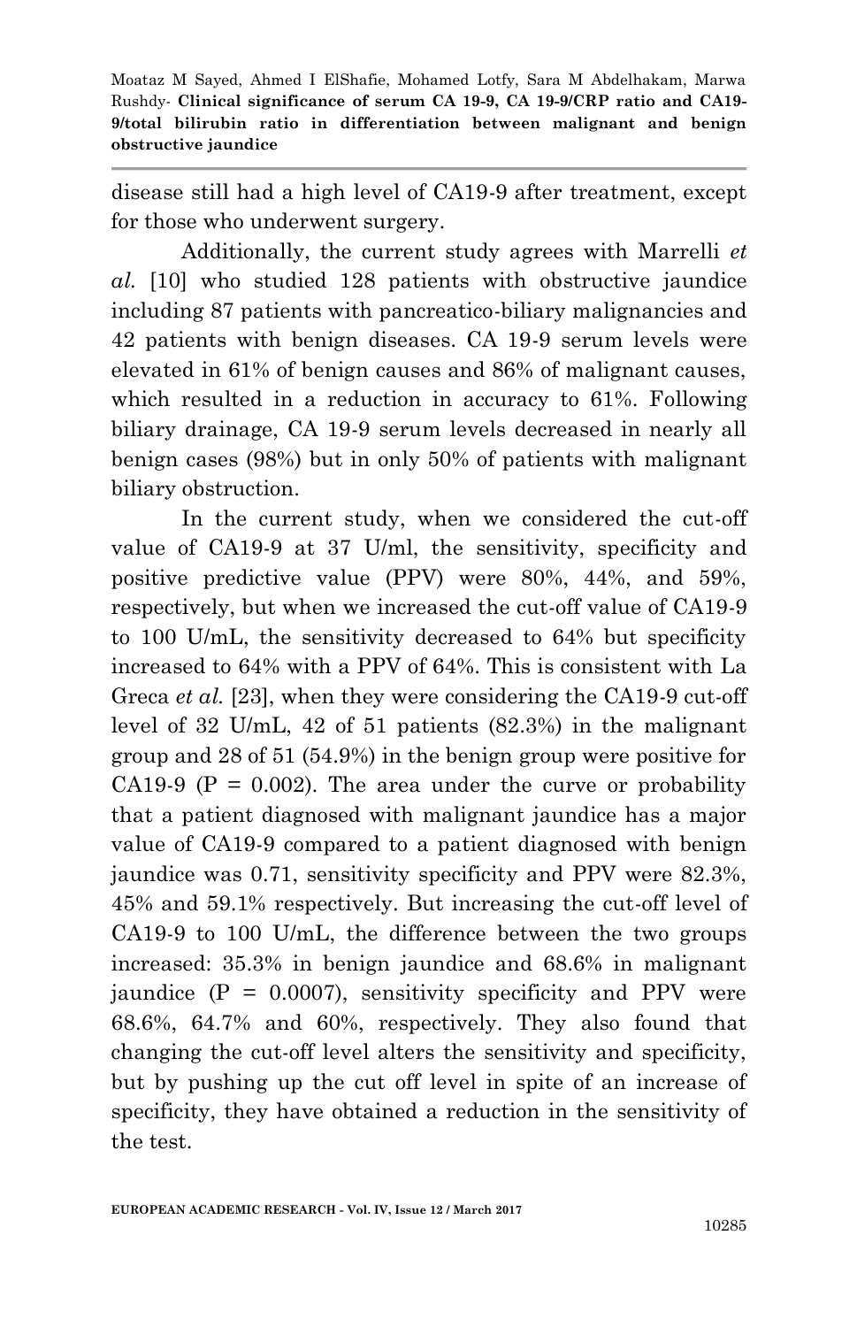disease still had a high level of CA19-9 after treatment, except for those who underwent surgery.

Additionally, the current study agrees with Marrelli *et al.* [10] who studied 128 patients with obstructive jaundice including 87 patients with pancreatico-biliary malignancies and 42 patients with benign diseases. CA 19-9 serum levels were elevated in 61% of benign causes and 86% of malignant causes, which resulted in a reduction in accuracy to 61%. Following biliary drainage, CA 19-9 serum levels decreased in nearly all benign cases (98%) but in only 50% of patients with malignant biliary obstruction.

In the current study, when we considered the cut-off value of CA19-9 at 37 U/ml, the sensitivity, specificity and positive predictive value (PPV) were 80%, 44%, and 59%, respectively, but when we increased the cut-off value of CA19-9 to 100 U/mL, the sensitivity decreased to 64% but specificity increased to 64% with a PPV of 64%. This is consistent with La Greca *et al.* [23], when they were considering the CA19-9 cut-off level of 32 U/mL, 42 of 51 patients (82.3%) in the malignant group and 28 of 51 (54.9%) in the benign group were positive for CA19-9 (P = 0.002). The area under the curve or probability that a patient diagnosed with malignant jaundice has a major value of CA19-9 compared to a patient diagnosed with benign jaundice was 0.71, sensitivity specificity and PPV were 82.3%, 45% and 59.1% respectively. But increasing the cut-off level of CA19-9 to 100 U/mL, the difference between the two groups increased: 35.3% in benign jaundice and 68.6% in malignant jaundice (P = 0.0007), sensitivity specificity and PPV were 68.6%, 64.7% and 60%, respectively. They also found that changing the cut-off level alters the sensitivity and specificity, but by pushing up the cut off level in spite of an increase of specificity, they have obtained a reduction in the sensitivity of the test.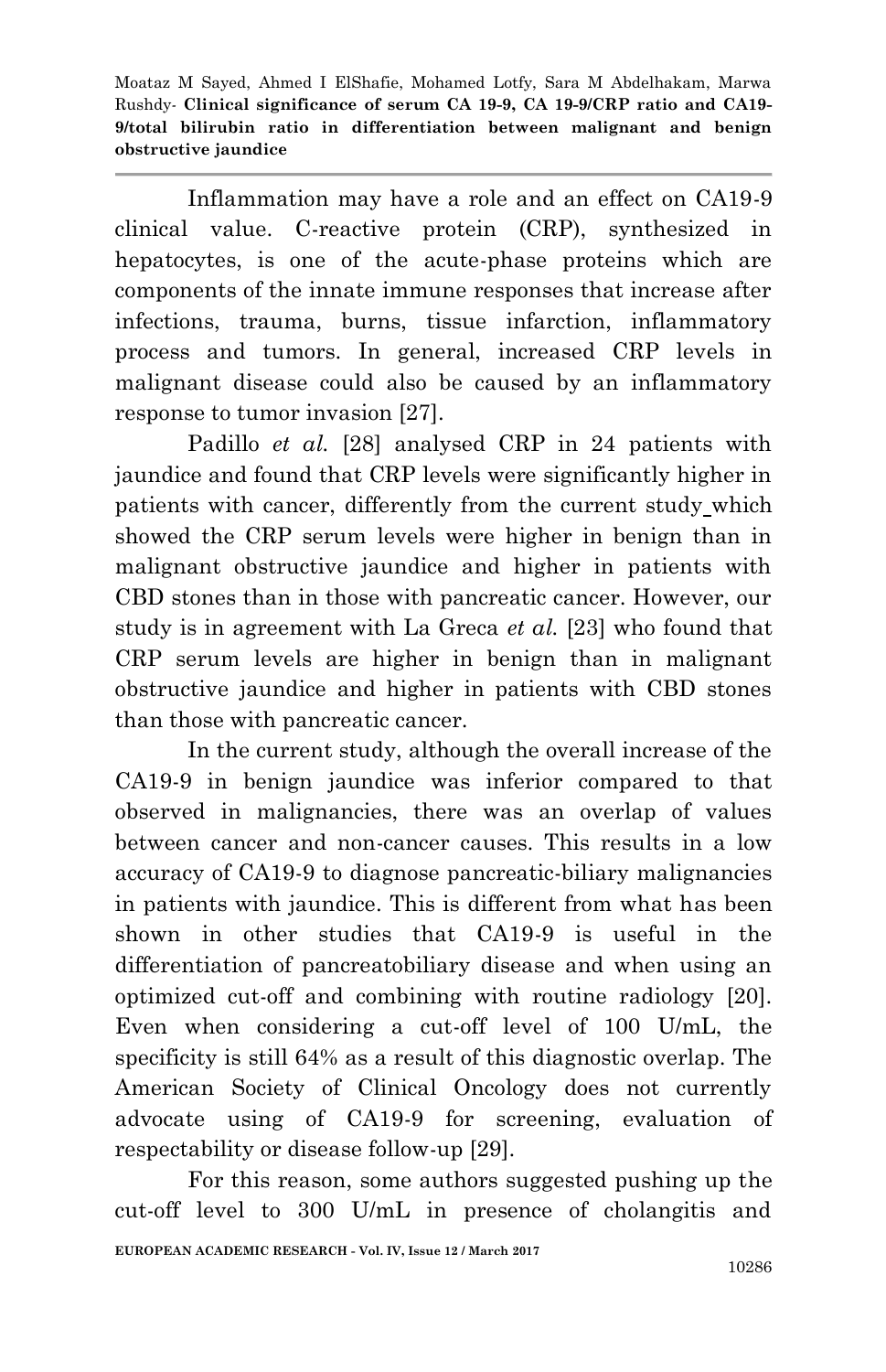Inflammation may have a role and an effect on CA19-9 clinical value. C-reactive protein (CRP), synthesized in hepatocytes, is one of the acute-phase proteins which are components of the innate immune responses that increase after infections, trauma, burns, tissue infarction, inflammatory process and tumors. In general, increased CRP levels in malignant disease could also be caused by an inflammatory response to tumor invasion [27].

Padillo *et al.* [28] analysed CRP in 24 patients with jaundice and found that CRP levels were significantly higher in patients with cancer, differently from the current study which showed the CRP serum levels were higher in benign than in malignant obstructive jaundice and higher in patients with CBD stones than in those with pancreatic cancer. However, our study is in agreement with La Greca *et al.* [23] who found that CRP serum levels are higher in benign than in malignant obstructive jaundice and higher in patients with CBD stones than those with pancreatic cancer.

In the current study, although the overall increase of the CA19-9 in benign jaundice was inferior compared to that observed in malignancies, there was an overlap of values between cancer and non-cancer causes. This results in a low accuracy of CA19-9 to diagnose pancreatic-biliary malignancies in patients with jaundice. This is different from what has been shown in other studies that CA19-9 is useful in the differentiation of pancreatobiliary disease and when using an optimized cut-off and combining with routine radiology [20]. Even when considering a cut-off level of 100 U/mL, the specificity is still 64% as a result of this diagnostic overlap. The American Society of Clinical Oncology does not currently advocate using of CA19-9 for screening, evaluation of respectability or disease follow-up [29].

For this reason, some authors suggested pushing up the cut-off level to 300 U/mL in presence of cholangitis and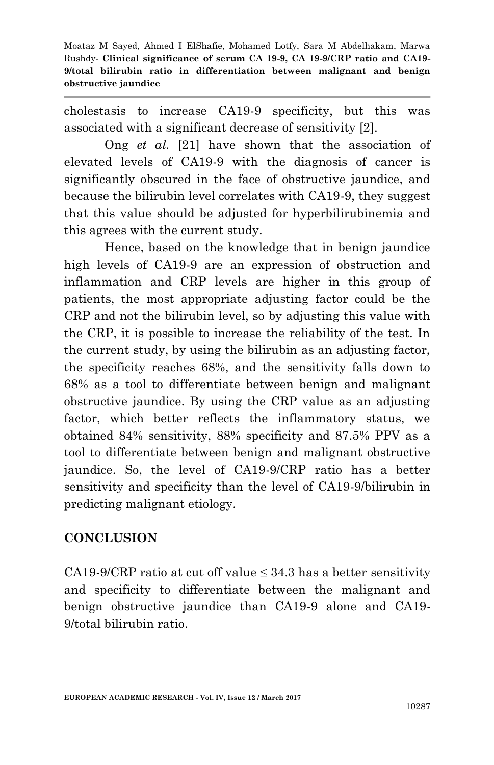cholestasis to increase CA19-9 specificity, but this was associated with a significant decrease of sensitivity [2].

Ong *et al.* [21] have shown that the association of elevated levels of CA19-9 with the diagnosis of cancer is significantly obscured in the face of obstructive jaundice, and because the bilirubin level correlates with CA19-9, they suggest that this value should be adjusted for hyperbilirubinemia and this agrees with the current study.

Hence, based on the knowledge that in benign jaundice high levels of CA19-9 are an expression of obstruction and inflammation and CRP levels are higher in this group of patients, the most appropriate adjusting factor could be the CRP and not the bilirubin level, so by adjusting this value with the CRP, it is possible to increase the reliability of the test. In the current study, by using the bilirubin as an adjusting factor, the specificity reaches 68%, and the sensitivity falls down to 68% as a tool to differentiate between benign and malignant obstructive jaundice. By using the CRP value as an adjusting factor, which better reflects the inflammatory status, we obtained 84% sensitivity, 88% specificity and 87.5% PPV as a tool to differentiate between benign and malignant obstructive jaundice. So, the level of CA19-9/CRP ratio has a better sensitivity and specificity than the level of CA19-9/bilirubin in predicting malignant etiology.

## CONCLUSION

CA19-9/CRP ratio at cut off value $\leq 34.3$ has a better sensitivity and specificity to differentiate between the malignant and benign obstructive jaundice than CA19-9 alone and CA19-9/total bilirubin ratio.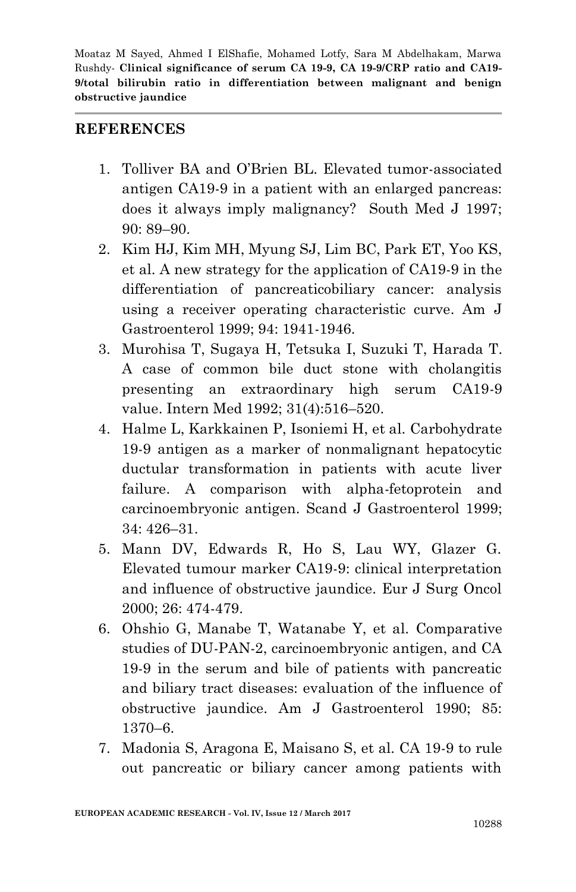## REFERENCES

1. Tolliver BA and O'Brien BL. Elevated tumor-associated antigen CA19-9 in a patient with an enlarged pancreas: does it always imply malignancy? South Med J 1997; 90: 89–90.
2. Kim HJ, Kim MH, Myung SJ, Lim BC, Park ET, Yoo KS, et al. A new strategy for the application of CA19-9 in the differentiation of pancreaticobiliary cancer: analysis using a receiver operating characteristic curve. Am J Gastroenterol 1999; 94: 1941-1946.
3. Murohisa T, Sugaya H, Tetsuka I, Suzuki T, Harada T. A case of common bile duct stone with cholangitis presenting an extraordinary high serum CA19-9 value. Intern Med 1992; 31(4):516–520.
4. Halme L, Karkkainen P, Isoniemi H, et al. Carbohydrate 19-9 antigen as a marker of nonmalignant hepatocytic ductular transformation in patients with acute liver failure. A comparison with alpha-fetoprotein and carcinoembryonic antigen. Scand J Gastroenterol 1999; 34: 426–31.
5. Mann DV, Edwards R, Ho S, Lau WY, Glazer G. Elevated tumour marker CA19-9: clinical interpretation and influence of obstructive jaundice. Eur J Surg Oncol 2000; 26: 474-479.
6. Ohshio G, Manabe T, Watanabe Y, et al. Comparative studies of DU-PAN-2, carcinoembryonic antigen, and CA 19-9 in the serum and bile of patients with pancreatic and biliary tract diseases: evaluation of the influence of obstructive jaundice. Am J Gastroenterol 1990; 85: 1370–6.
7. Madonia S, Aragona E, Maisano S, et al. CA 19-9 to rule out pancreatic or biliary cancer among patients with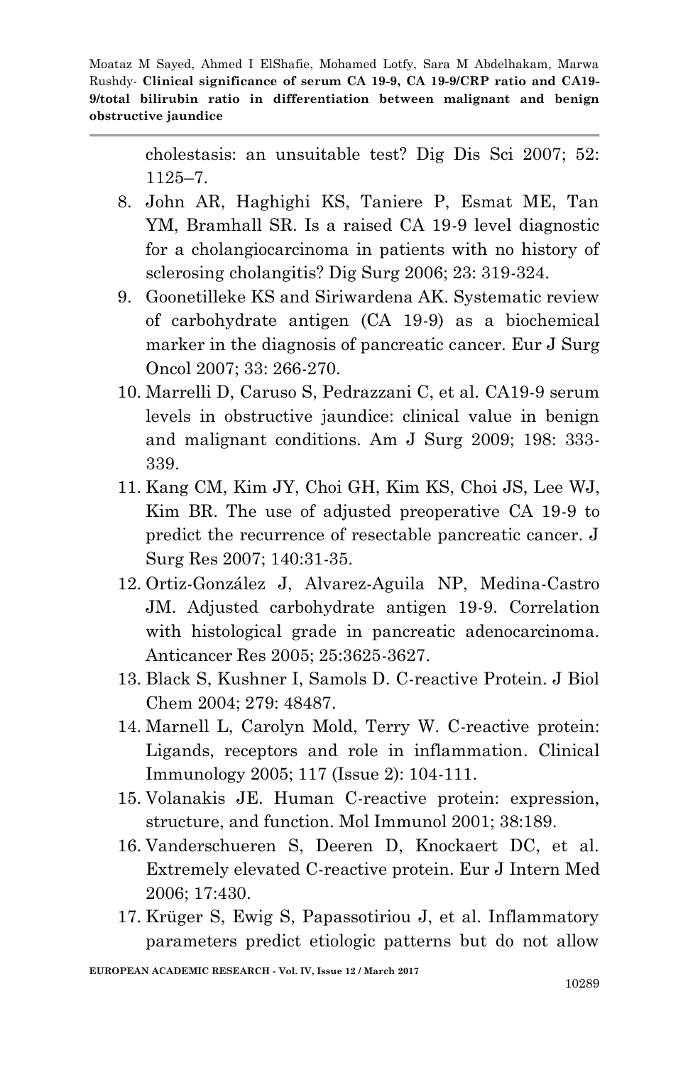cholestasis: an unsuitable test? Dig Dis Sci 2007; 52: 1125–7.

8. John AR, Haghighi KS, Taniere P, Esmat ME, Tan YM, Bramhall SR. Is a raised CA 19-9 level diagnostic for a cholangiocarcinoma in patients with no history of sclerosing cholangitis? Dig Surg 2006; 23: 319-324.
9. Goonetilleke KS and Siriwardena AK. Systematic review of carbohydrate antigen (CA 19-9) as a biochemical marker in the diagnosis of pancreatic cancer. Eur J Surg Oncol 2007; 33: 266-270.
10. Marrelli D, Caruso S, Pedrazzani C, et al. CA19-9 serum levels in obstructive jaundice: clinical value in benign and malignant conditions. Am J Surg 2009; 198: 333-339.
11. Kang CM, Kim JY, Choi GH, Kim KS, Choi JS, Lee WJ, Kim BR. The use of adjusted preoperative CA 19-9 to predict the recurrence of resectable pancreatic cancer. J Surg Res 2007; 140:31-35.
12. Ortiz-González J, Alvarez-Aguila NP, Medina-Castro JM. Adjusted carbohydrate antigen 19-9. Correlation with histological grade in pancreatic adenocarcinoma. Anticancer Res 2005; 25:3625-3627.
13. Black S, Kushner I, Samols D. C-reactive Protein. J Biol Chem 2004; 279: 48487.
14. Marnell L, Carolyn Mold, Terry W. C-reactive protein: Ligands, receptors and role in inflammation. Clinical Immunology 2005; 117 (Issue 2): 104-111.
15. Volanakis JE. Human C-reactive protein: expression, structure, and function. Mol Immunol 2001; 38:189.
16. Vanderschueren S, Deeren D, Knockaert DC, et al. Extremely elevated C-reactive protein. Eur J Intern Med 2006; 17:430.
17. Krüger S, Ewig S, Papassotiriou J, et al. Inflammatory parameters predict etiologic patterns but do not allow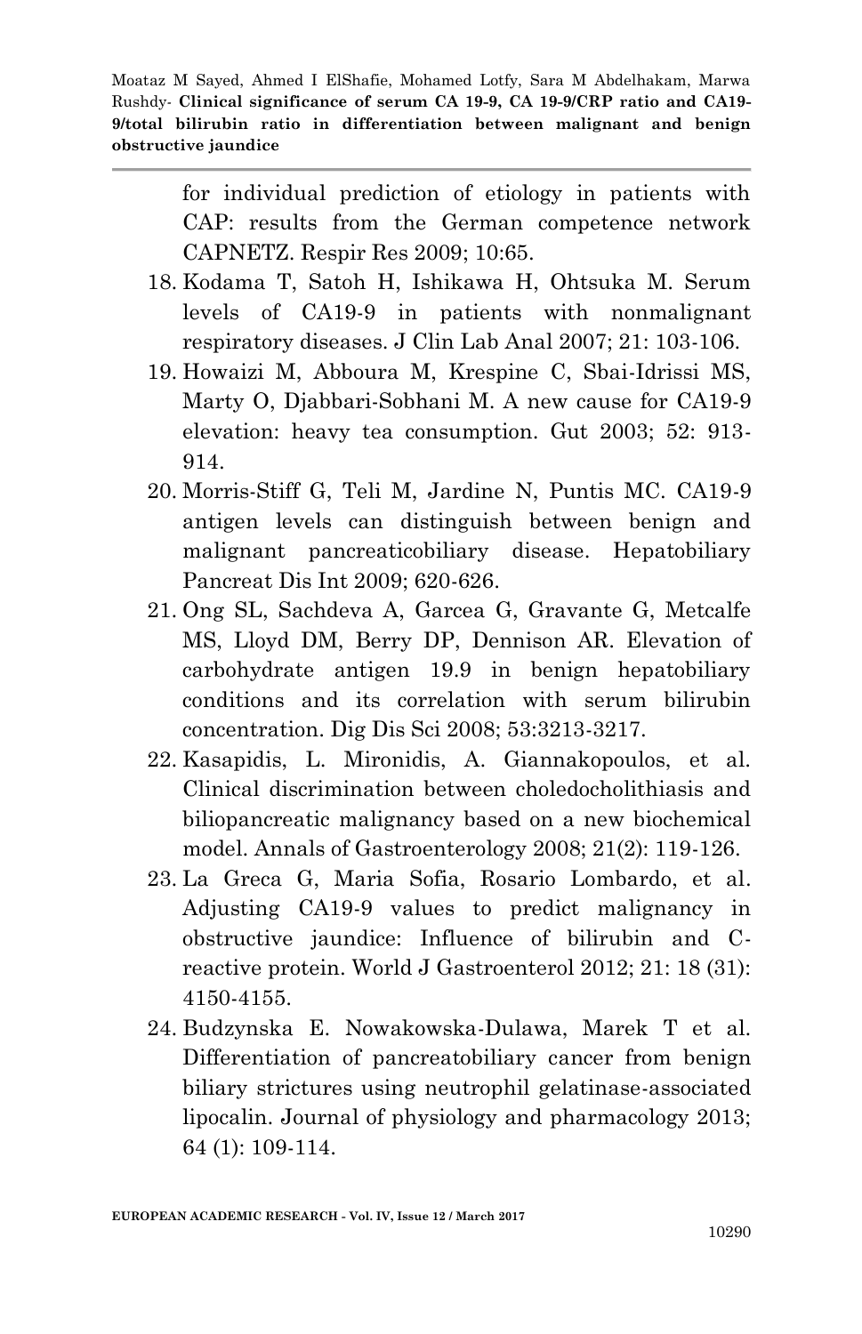for individual prediction of etiology in patients with CAP: results from the German competence network CAPNETZ. Respir Res 2009; 10:65.

18. Kodama T, Satoh H, Ishikawa H, Ohtsuka M. Serum levels of CA19-9 in patients with nonmalignant respiratory diseases. J Clin Lab Anal 2007; 21: 103-106.
19. Howaizi M, Abboura M, Krespine C, Sbai-Idrissi MS, Marty O, Djabbari-Sobhani M. A new cause for CA19-9 elevation: heavy tea consumption. Gut 2003; 52: 913-914.
20. Morris-Stiff G, Teli M, Jardine N, Puntis MC. CA19-9 antigen levels can distinguish between benign and malignant pancreaticobiliary disease. Hepatobiliary Pancreat Dis Int 2009; 620-626.
21. Ong SL, Sachdeva A, Garcea G, Gravante G, Metcalfe MS, Lloyd DM, Berry DP, Dennison AR. Elevation of carbohydrate antigen 19.9 in benign hepatobiliary conditions and its correlation with serum bilirubin concentration. Dig Dis Sci 2008; 53:3213-3217.
22. Kasapidis, L. Mironidis, A. Giannakopoulos, et al. Clinical discrimination between choledocholithiasis and biliopancreatic malignancy based on a new biochemical model. Annals of Gastroenterology 2008; 21(2): 119-126.
23. La Greca G, Maria Sofia, Rosario Lombardo, et al. Adjusting CA19-9 values to predict malignancy in obstructive jaundice: Influence of bilirubin and C-reactive protein. World J Gastroenterol 2012; 21: 18 (31): 4150-4155.
24. Budzynska E. Nowakowska-Dulawa, Marek T et al. Differentiation of pancreatobiliary cancer from benign biliary strictures using neutrophil gelatinase-associated lipocalin. Journal of physiology and pharmacology 2013; 64 (1): 109-114.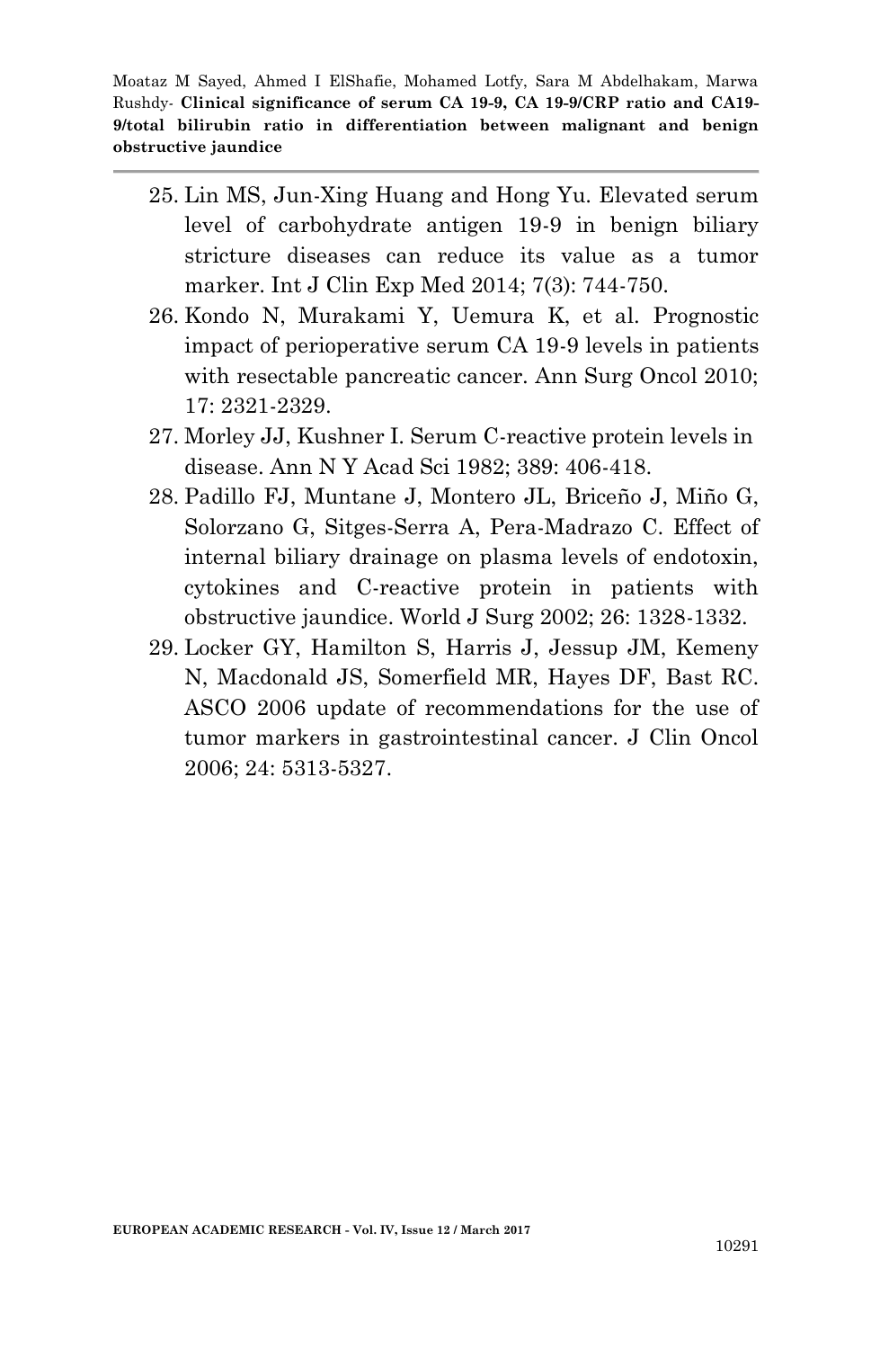25. Lin MS, Jun-Xing Huang and Hong Yu. Elevated serum level of carbohydrate antigen 19-9 in benign biliary stricture diseases can reduce its value as a tumor marker. Int J Clin Exp Med 2014; 7(3): 744-750.
26. Kondo N, Murakami Y, Uemura K, et al. Prognostic impact of perioperative serum CA 19-9 levels in patients with resectable pancreatic cancer. Ann Surg Oncol 2010; 17: 2321-2329.
27. Morley JJ, Kushner I. Serum C-reactive protein levels in disease. Ann N Y Acad Sci 1982; 389: 406-418.
28. Padillo FJ, Muntane J, Montero JL, Briceño J, Miño G, Solorzano G, Sitges-Serra A, Pera-Madrazo C. Effect of internal biliary drainage on plasma levels of endotoxin, cytokines and C-reactive protein in patients with obstructive jaundice. World J Surg 2002; 26: 1328-1332.
29. Locker GY, Hamilton S, Harris J, Jessup JM, Kemeny N, Macdonald JS, Somerfield MR, Hayes DF, Bast RC. ASCO 2006 update of recommendations for the use of tumor markers in gastrointestinal cancer. J Clin Oncol 2006; 24: 5313-5327.